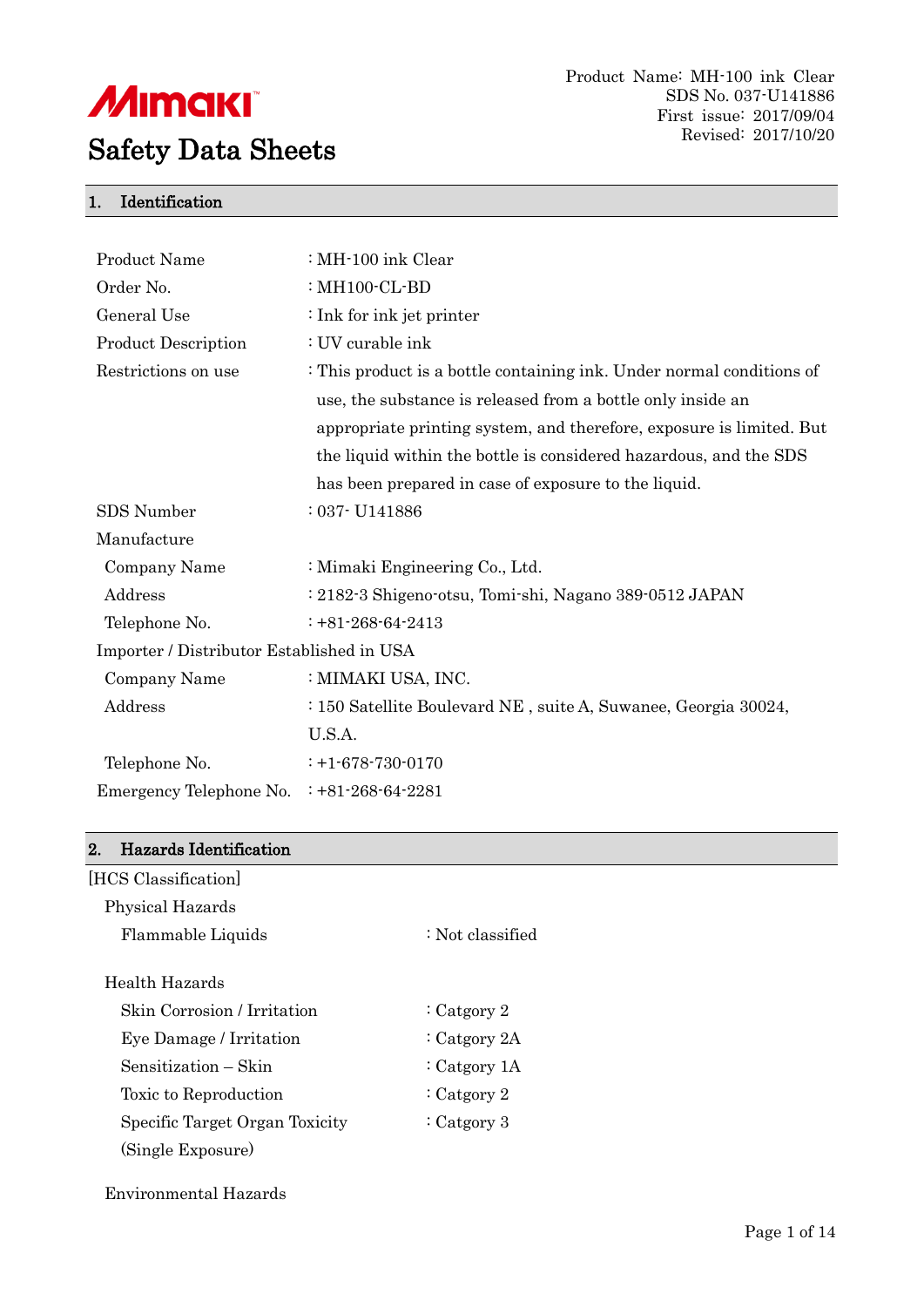Mimaki

# Safety Data Sheets

Product Name: MH-100 ink Clear
SDS No. 037-U141886
First issue: 2017/09/04
Revised: 2017/10/20

## 1. Identification

| | |
|---|---|
| Product Name | : MH-100 ink Clear |
| Order No. | : MH100-CL-BD |
| General Use | : Ink for ink jet printer |
| Product Description | : UV curable ink |
| Restrictions on use | : This product is a bottle containing ink. Under normal conditions of use, the substance is released from a bottle only inside an appropriate printing system, and therefore, exposure is limited. But the liquid within the bottle is considered hazardous, and the SDS has been prepared in case of exposure to the liquid. |
| SDS Number | : 037- U141886 |
| Manufacture | |
| Company Name | : Mimaki Engineering Co., Ltd. |
| Address | : 2182-3 Shigeno-otsu, Tomi-shi, Nagano 389-0512 JAPAN |
| Telephone No. | : +81-268-64-2413 |
| Importer / Distributor Established in USA | |
| Company Name | : MIMAKI USA, INC. |
| Address | : 150 Satellite Boulevard NE , suite A, Suwanee, Georgia 30024, U.S.A. |
| Telephone No. | : +1-678-730-0170 |
| Emergency Telephone No. | : +81-268-64-2281 |

## 2. Hazards Identification

[HCS Classification]

Physical Hazards

| | |
|---|---|
| Flammable Liquids | : Not classified |

Health Hazards

| | |
|---|---|
| Skin Corrosion / Irritation | : Catgory 2 |
| Eye Damage / Irritation | : Catgory 2A |
| Sensitization – Skin | : Catgory 1A |
| Toxic to Reproduction | : Catgory 2 |
| Specific Target Organ Toxicity (Single Exposure) | : Catgory 3 |

Environmental Hazards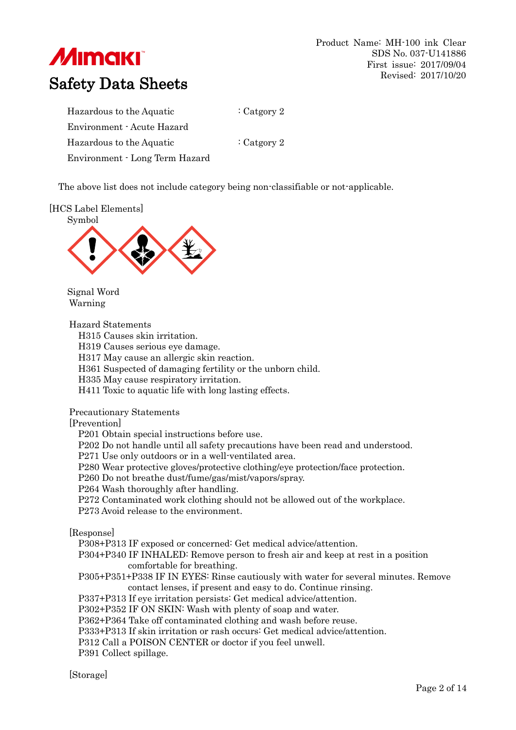| | |
|---|---|
| Hazardous to the Aquatic Environment - Acute Hazard | : Catgory 2 |
| Hazardous to the Aquatic Environment - Long Term Hazard | : Catgory 2 |

The above list does not include category being non-classifiable or not-applicable.

[HCS Label Elements]

Symbol

Signal Word

Warning

Hazard Statements

H315 Causes skin irritation.
H319 Causes serious eye damage.
H317 May cause an allergic skin reaction.
H361 Suspected of damaging fertility or the unborn child.
H335 May cause respiratory irritation.
H411 Toxic to aquatic life with long lasting effects.

Precautionary Statements

[Prevention]

P201 Obtain special instructions before use.
P202 Do not handle until all safety precautions have been read and understood.
P271 Use only outdoors or in a well-ventilated area.
P280 Wear protective gloves/protective clothing/eye protection/face protection.
P260 Do not breathe dust/fume/gas/mist/vapors/spray.
P264 Wash thoroughly after handling.
P272 Contaminated work clothing should not be allowed out of the workplace.
P273 Avoid release to the environment.

[Response]

P308+P313 IF exposed or concerned: Get medical advice/attention.
P304+P340 IF INHALED: Remove person to fresh air and keep at rest in a position comfortable for breathing.
P305+P351+P338 IF IN EYES: Rinse cautiously with water for several minutes. Remove contact lenses, if present and easy to do. Continue rinsing.
P337+P313 If eye irritation persists: Get medical advice/attention.
P302+P352 IF ON SKIN: Wash with plenty of soap and water.
P362+P364 Take off contaminated clothing and wash before reuse.
P333+P313 If skin irritation or rash occurs: Get medical advice/attention.
P312 Call a POISON CENTER or doctor if you feel unwell.
P391 Collect spillage.

[Storage]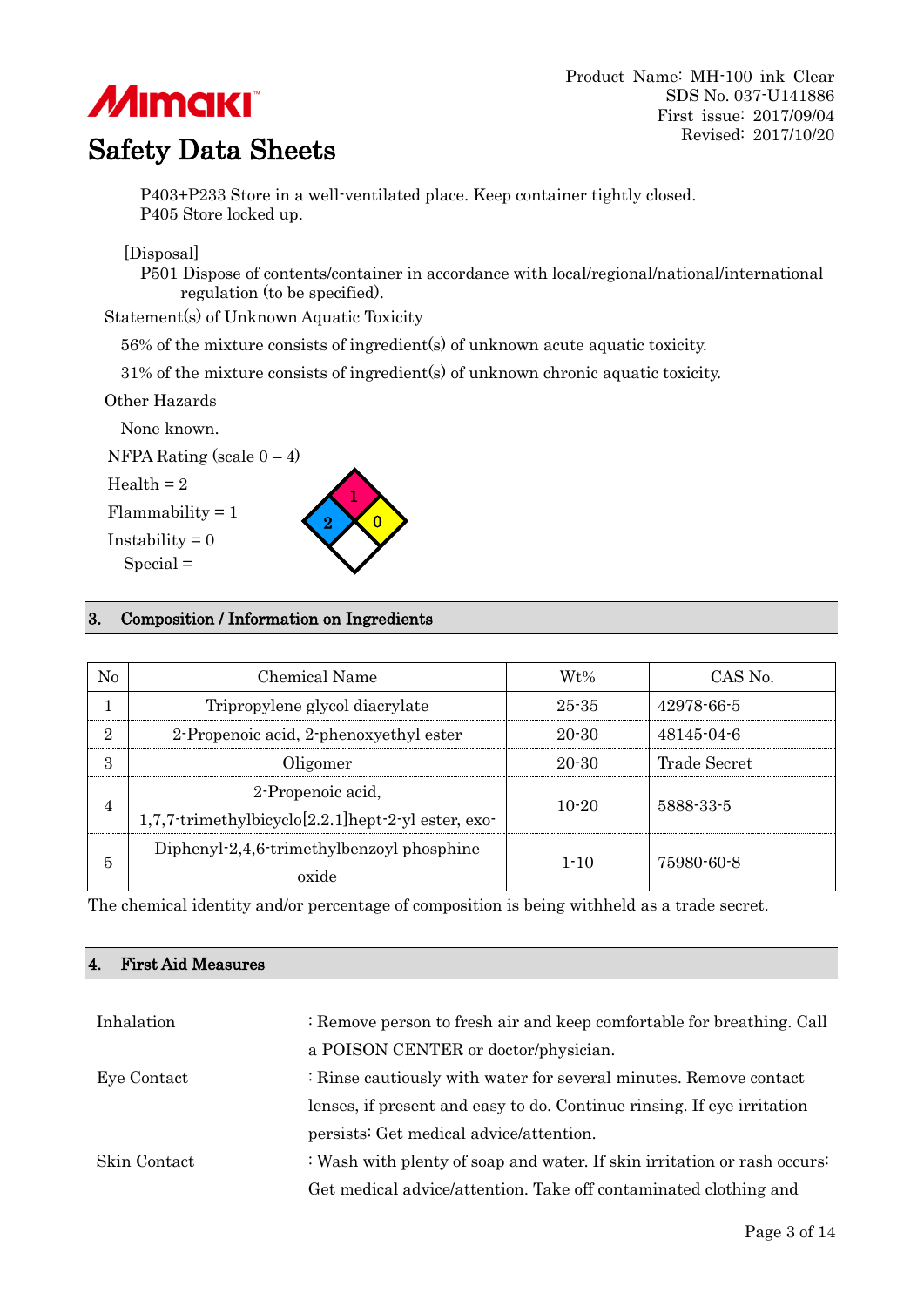P403+P233 Store in a well-ventilated place. Keep container tightly closed.
P405 Store locked up.

[Disposal]

P501 Dispose of contents/container in accordance with local/regional/national/international regulation (to be specified).

Statement(s) of Unknown Aquatic Toxicity

56% of the mixture consists of ingredient(s) of unknown acute aquatic toxicity.

31% of the mixture consists of ingredient(s) of unknown chronic aquatic toxicity.

Other Hazards

None known.

NFPA Rating (scale 0 – 4)

Health = 2

Flammability = 1

Instability = 0

Special =

## 3. Composition / Information on Ingredients

| No | Chemical Name | Wt% | CAS No. |
|---|---|---|---|
| 1 | Tripropylene glycol diacrylate | 25-35 | 42978-66-5 |
| 2 | 2-Propenoic acid, 2-phenoxyethyl ester | 20-30 | 48145-04-6 |
| 3 | Oligomer | 20-30 | Trade Secret |
| 4 | 2-Propenoic acid, 1,7,7-trimethylbicyclo[2.2.1]hept-2-yl ester, exo- | 10-20 | 5888-33-5 |
| 5 | Diphenyl-2,4,6-trimethylbenzoyl phosphine oxide | 1-10 | 75980-60-8 |

The chemical identity and/or percentage of composition is being withheld as a trade secret.

## 4. First Aid Measures

Inhalation : Remove person to fresh air and keep comfortable for breathing. Call a POISON CENTER or doctor/physician.

Eye Contact : Rinse cautiously with water for several minutes. Remove contact lenses, if present and easy to do. Continue rinsing. If eye irritation persists: Get medical advice/attention.

Skin Contact : Wash with plenty of soap and water. If skin irritation or rash occurs: Get medical advice/attention. Take off contaminated clothing and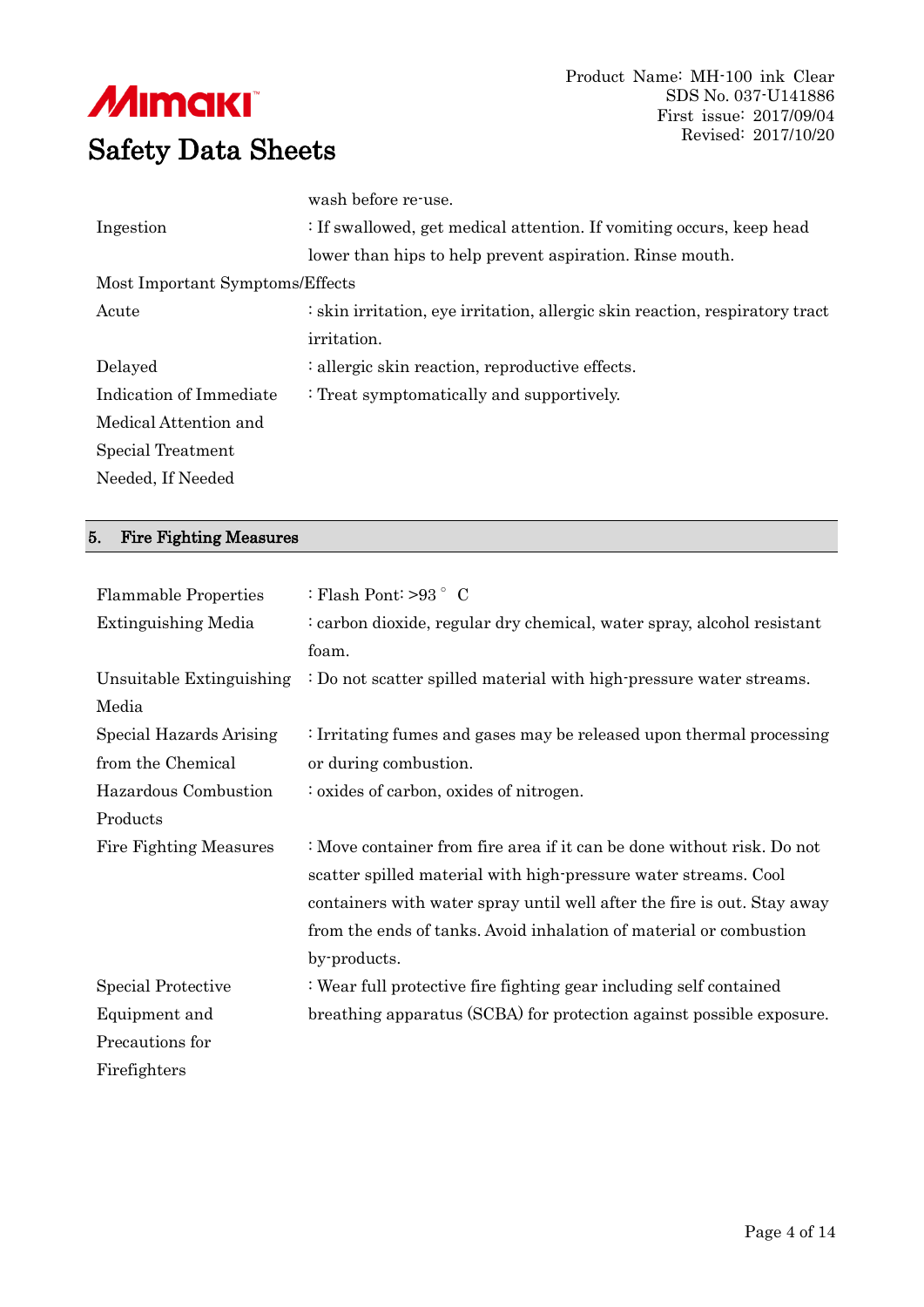wash before re-use.

| | |
|---|---|
| Ingestion | : If swallowed, get medical attention. If vomiting occurs, keep head lower than hips to help prevent aspiration. Rinse mouth. |

Most Important Symptoms/Effects

| | |
|---|---|
| Acute | : skin irritation, eye irritation, allergic skin reaction, respiratory tract irritation. |
| Delayed | : allergic skin reaction, reproductive effects. |
| Indication of Immediate Medical Attention and Special Treatment Needed, If Needed | : Treat symptomatically and supportively. |

## 5. Fire Fighting Measures

| | |
|---|---|
| Flammable Properties | : Flash Pont: >93 ° C |
| Extinguishing Media | : carbon dioxide, regular dry chemical, water spray, alcohol resistant foam. |
| Unsuitable Extinguishing Media | : Do not scatter spilled material with high-pressure water streams. |
| Special Hazards Arising from the Chemical | : Irritating fumes and gases may be released upon thermal processing or during combustion. |
| Hazardous Combustion Products | : oxides of carbon, oxides of nitrogen. |
| Fire Fighting Measures | : Move container from fire area if it can be done without risk. Do not scatter spilled material with high-pressure water streams. Cool containers with water spray until well after the fire is out. Stay away from the ends of tanks. Avoid inhalation of material or combustion by-products. |
| Special Protective Equipment and Precautions for Firefighters | : Wear full protective fire fighting gear including self contained breathing apparatus (SCBA) for protection against possible exposure. |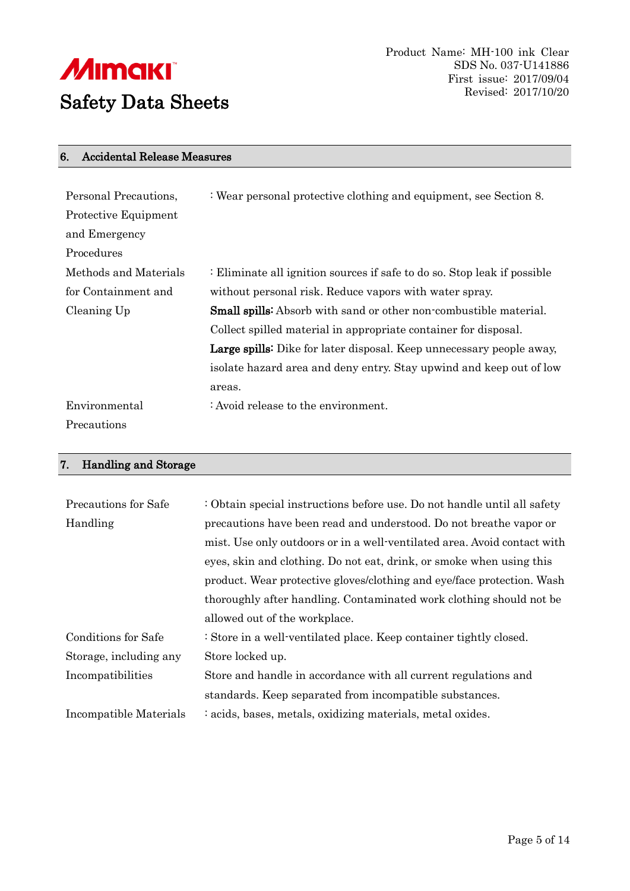## 6. Accidental Release Measures

| | |
|---|---|
| Personal Precautions, Protective Equipment and Emergency Procedures | : Wear personal protective clothing and equipment, see Section 8. |
| Methods and Materials for Containment and Cleaning Up | : Eliminate all ignition sources if safe to do so. Stop leak if possible without personal risk. Reduce vapors with water spray.<br>**Small spills:** Absorb with sand or other non-combustible material. Collect spilled material in appropriate container for disposal.<br>**Large spills:** Dike for later disposal. Keep unnecessary people away, isolate hazard area and deny entry. Stay upwind and keep out of low areas. |
| Environmental Precautions | : Avoid release to the environment. |

## 7. Handling and Storage

| | |
|---|---|
| Precautions for Safe Handling | : Obtain special instructions before use. Do not handle until all safety precautions have been read and understood. Do not breathe vapor or mist. Use only outdoors or in a well-ventilated area. Avoid contact with eyes, skin and clothing. Do not eat, drink, or smoke when using this product. Wear protective gloves/clothing and eye/face protection. Wash thoroughly after handling. Contaminated work clothing should not be allowed out of the workplace. |
| Conditions for Safe Storage, including any Incompatibilities | : Store in a well-ventilated place. Keep container tightly closed. Store locked up.<br>Store and handle in accordance with all current regulations and standards. Keep separated from incompatible substances. |
| Incompatible Materials | : acids, bases, metals, oxidizing materials, metal oxides. |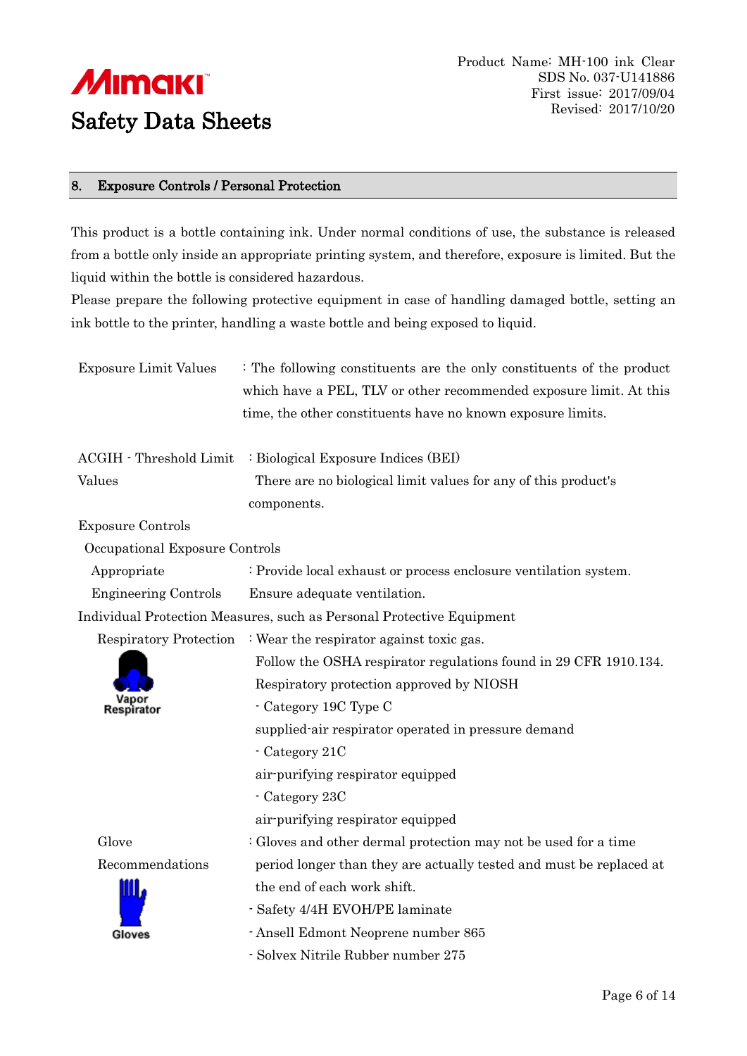## 8. Exposure Controls / Personal Protection

This product is a bottle containing ink. Under normal conditions of use, the substance is released from a bottle only inside an appropriate printing system, and therefore, exposure is limited. But the liquid within the bottle is considered hazardous.
Please prepare the following protective equipment in case of handling damaged bottle, setting an ink bottle to the printer, handling a waste bottle and being exposed to liquid.

Exposure Limit Values : The following constituents are the only constituents of the product which have a PEL, TLV or other recommended exposure limit. At this time, the other constituents have no known exposure limits.

ACGIH - Threshold Limit Values : Biological Exposure Indices (BEI)
There are no biological limit values for any of this product's components.

Exposure Controls

Occupational Exposure Controls

Appropriate Engineering Controls : Provide local exhaust or process enclosure ventilation system. Ensure adequate ventilation.

Individual Protection Measures, such as Personal Protective Equipment

Respiratory Protection : Wear the respirator against toxic gas.
Follow the OSHA respirator regulations found in 29 CFR 1910.134.
Respiratory protection approved by NIOSH
- Category 19C Type C
supplied-air respirator operated in pressure demand
- Category 21C
air-purifying respirator equipped
- Category 23C
air-purifying respirator equipped

Vapor Respirator

Glove Recommendations : Gloves and other dermal protection may not be used for a time period longer than they are actually tested and must be replaced at the end of each work shift.
- Safety 4/4H EVOH/PE laminate
- Ansell Edmont Neoprene number 865
- Solvex Nitrile Rubber number 275

Gloves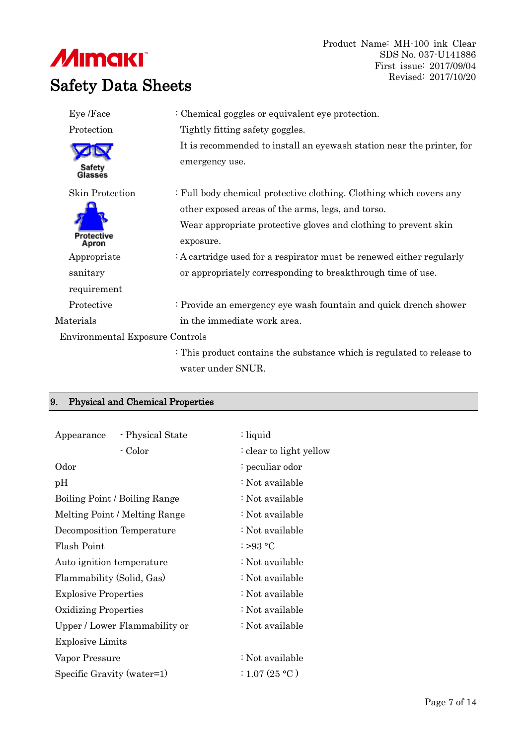| | |
|---|---|
| Eye /Face Protection<br>Safety Glasses | : Chemical goggles or equivalent eye protection.<br>Tightly fitting safety goggles.<br>It is recommended to install an eyewash station near the printer, for emergency use. |
| Skin Protection<br>Protective Apron | : Full body chemical protective clothing. Clothing which covers any other exposed areas of the arms, legs, and torso.<br>Wear appropriate protective gloves and clothing to prevent skin exposure. |
| Appropriate sanitary requirement | : A cartridge used for a respirator must be renewed either regularly or appropriately corresponding to breakthrough time of use. |
| Protective Materials | : Provide an emergency eye wash fountain and quick drench shower in the immediate work area. |

Environmental Exposure Controls

: This product contains the substance which is regulated to release to water under SNUR.

## 9. Physical and Chemical Properties

| | | |
|---|---|---|
| Appearance | - Physical State | : liquid |
| | - Color | : clear to light yellow |
| Odor | | : peculiar odor |
| pH | | : Not available |
| Boiling Point / Boiling Range | | : Not available |
| Melting Point / Melting Range | | : Not available |
| Decomposition Temperature | | : Not available |
| Flash Point | | : >93 °C |
| Auto ignition temperature | | : Not available |
| Flammability (Solid, Gas) | | : Not available |
| Explosive Properties | | : Not available |
| Oxidizing Properties | | : Not available |
| Upper / Lower Flammability or Explosive Limits | | : Not available |
| Vapor Pressure | | : Not available |
| Specific Gravity (water=1) | | : 1.07 (25 °C ) |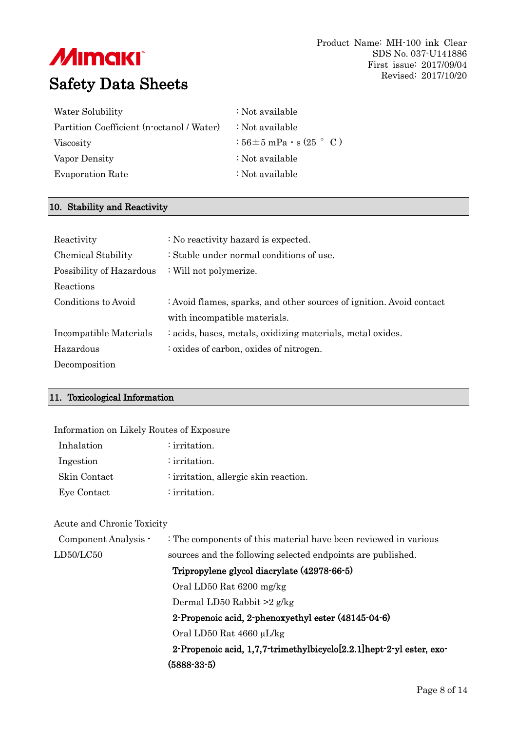| | |
|---|---|
| Water Solubility | : Not available |
| Partition Coefficient (n-octanol / Water) | : Not available |
| Viscosity | : 56±5 mPa・s (25 ° C ) |
| Vapor Density | : Not available |
| Evaporation Rate | : Not available |

## 10. Stability and Reactivity

| | |
|---|---|
| Reactivity | : No reactivity hazard is expected. |
| Chemical Stability | : Stable under normal conditions of use. |
| Possibility of Hazardous Reactions | : Will not polymerize. |
| Conditions to Avoid | : Avoid flames, sparks, and other sources of ignition. Avoid contact with incompatible materials. |
| Incompatible Materials | : acids, bases, metals, oxidizing materials, metal oxides. |
| Hazardous Decomposition | : oxides of carbon, oxides of nitrogen. |

## 11. Toxicological Information

Information on Likely Routes of Exposure

| | |
|---|---|
| Inhalation | : irritation. |
| Ingestion | : irritation. |
| Skin Contact | : irritation, allergic skin reaction. |
| Eye Contact | : irritation. |

Acute and Chronic Toxicity

Component Analysis - LD50/LC50 : The components of this material have been reviewed in various sources and the following selected endpoints are published.

**Tripropylene glycol diacrylate (42978-66-5)**

Oral LD50 Rat 6200 mg/kg

Dermal LD50 Rabbit >2 g/kg

**2-Propenoic acid, 2-phenoxyethyl ester (48145-04-6)**

Oral LD50 Rat 4660 μL/kg

**2-Propenoic acid, 1,7,7-trimethylbicyclo[2.2.1]hept-2-yl ester, exo- (5888-33-5)**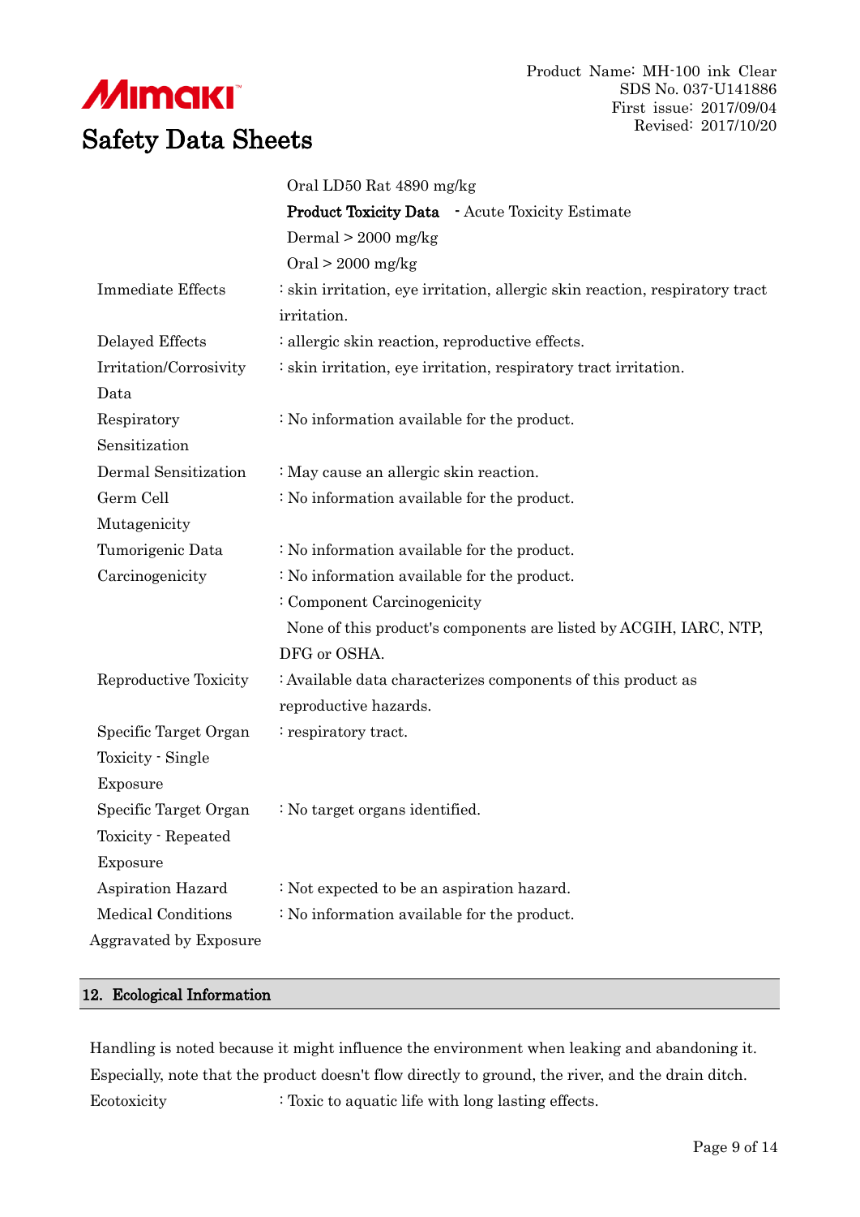Oral LD50 Rat 4890 mg/kg

**Product Toxicity Data** - Acute Toxicity Estimate

Dermal > 2000 mg/kg

Oral > 2000 mg/kg

| | |
|---|---|
| Immediate Effects | : skin irritation, eye irritation, allergic skin reaction, respiratory tract irritation. |
| Delayed Effects | : allergic skin reaction, reproductive effects. |
| Irritation/Corrosivity Data | : skin irritation, eye irritation, respiratory tract irritation. |
| Respiratory Sensitization | : No information available for the product. |
| Dermal Sensitization | : May cause an allergic skin reaction. |
| Germ Cell Mutagenicity | : No information available for the product. |
| Tumorigenic Data | : No information available for the product. |
| Carcinogenicity | : No information available for the product.<br>: Component Carcinogenicity<br>None of this product's components are listed by ACGIH, IARC, NTP, DFG or OSHA. |
| Reproductive Toxicity | : Available data characterizes components of this product as reproductive hazards. |
| Specific Target Organ Toxicity - Single Exposure | : respiratory tract. |
| Specific Target Organ Toxicity - Repeated Exposure | : No target organs identified. |
| Aspiration Hazard | : Not expected to be an aspiration hazard. |
| Medical Conditions Aggravated by Exposure | : No information available for the product. |

## 12. Ecological Information

Handling is noted because it might influence the environment when leaking and abandoning it. Especially, note that the product doesn't flow directly to ground, the river, and the drain ditch.

Ecotoxicity : Toxic to aquatic life with long lasting effects.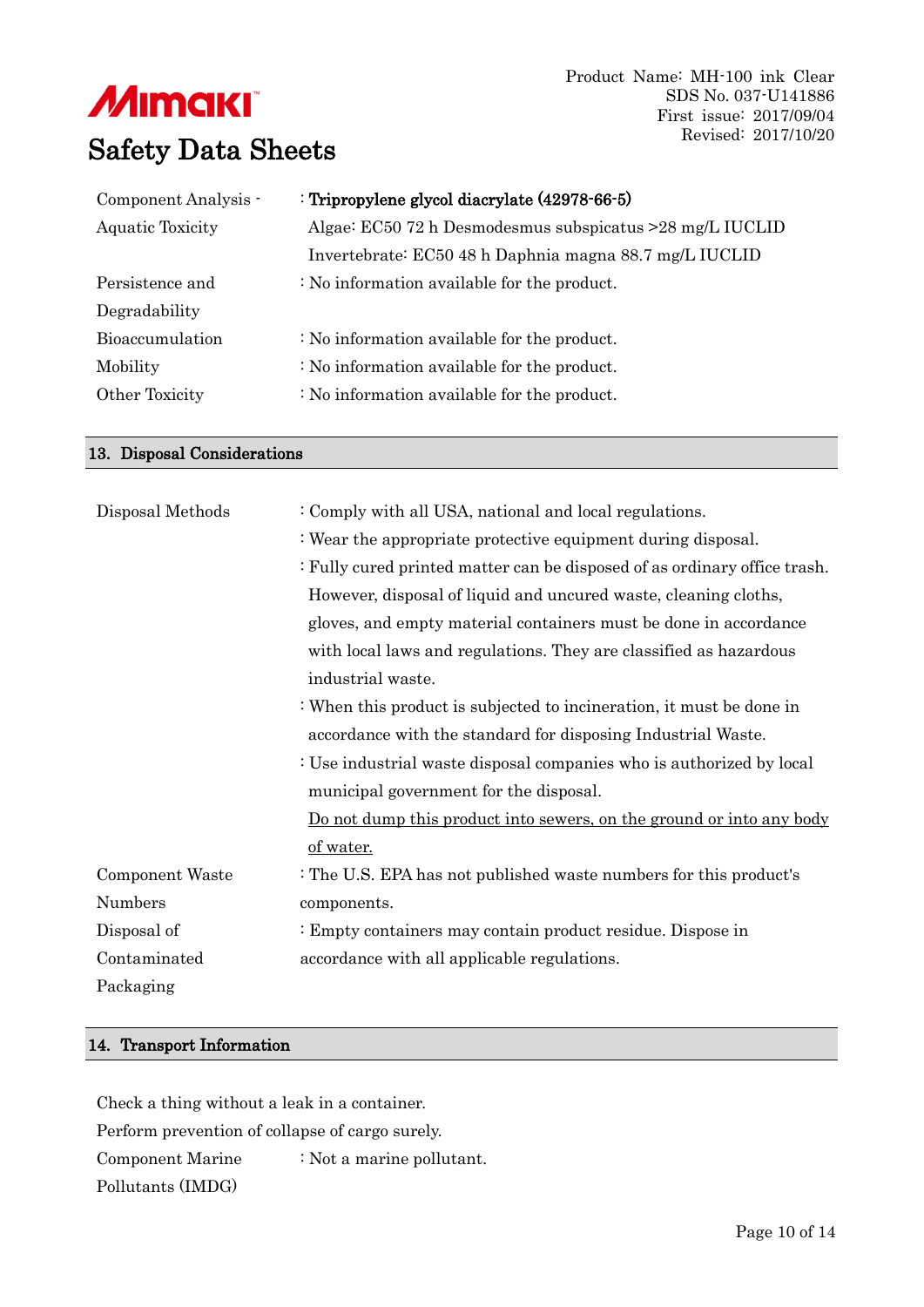| | |
|---|---|
| Component Analysis - Aquatic Toxicity | : **Tripropylene glycol diacrylate (42978-66-5)**<br>Algae: EC50 72 h Desmodesmus subspicatus >28 mg/L IUCLID<br>Invertebrate: EC50 48 h Daphnia magna 88.7 mg/L IUCLID |
| Persistence and Degradability | : No information available for the product. |
| Bioaccumulation | : No information available for the product. |
| Mobility | : No information available for the product. |
| Other Toxicity | : No information available for the product. |

## 13. Disposal Considerations

| | |
|---|---|
| Disposal Methods | : Comply with all USA, national and local regulations.<br>: Wear the appropriate protective equipment during disposal.<br>: Fully cured printed matter can be disposed of as ordinary office trash. However, disposal of liquid and uncured waste, cleaning cloths, gloves, and empty material containers must be done in accordance with local laws and regulations. They are classified as hazardous industrial waste.<br>: When this product is subjected to incineration, it must be done in accordance with the standard for disposing Industrial Waste.<br>: Use industrial waste disposal companies who is authorized by local municipal government for the disposal.<br><u>Do not dump this product into sewers, on the ground or into any body of water.</u> |
| Component Waste Numbers | : The U.S. EPA has not published waste numbers for this product's components. |
| Disposal of Contaminated Packaging | : Empty containers may contain product residue. Dispose in accordance with all applicable regulations. |

## 14. Transport Information

Check a thing without a leak in a container.

Perform prevention of collapse of cargo surely.

| | |
|---|---|
| Component Marine Pollutants (IMDG) | : Not a marine pollutant. |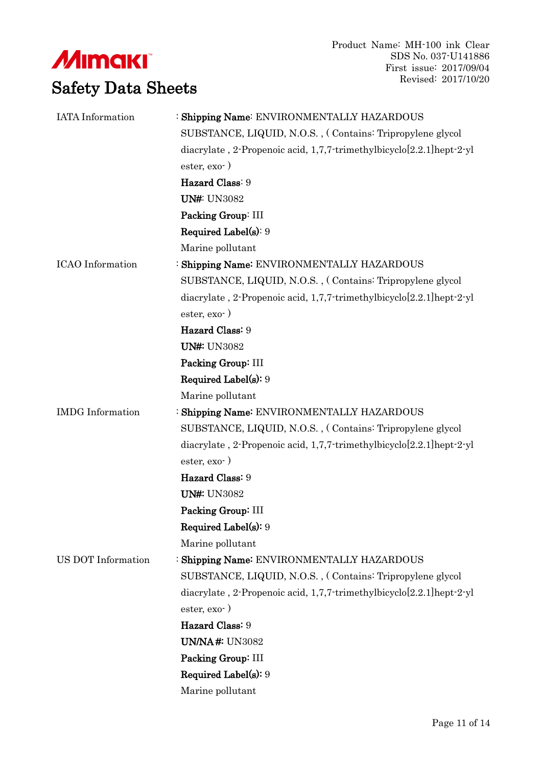IATA Information : **Shipping Name**: ENVIRONMENTALLY HAZARDOUS SUBSTANCE, LIQUID, N.O.S. , ( Contains: Tripropylene glycol diacrylate , 2-Propenoic acid, 1,7,7-trimethylbicyclo[2.2.1]hept-2-yl ester, exo- )
**Hazard Class**: 9
**UN#**: UN3082
**Packing Group**: III
**Required Label(s)**: 9
Marine pollutant

ICAO Information : **Shipping Name**: ENVIRONMENTALLY HAZARDOUS SUBSTANCE, LIQUID, N.O.S. , ( Contains: Tripropylene glycol diacrylate , 2-Propenoic acid, 1,7,7-trimethylbicyclo[2.2.1]hept-2-yl ester, exo- )
**Hazard Class**: 9
**UN#**: UN3082
**Packing Group**: III
**Required Label(s)**: 9
Marine pollutant

IMDG Information : **Shipping Name**: ENVIRONMENTALLY HAZARDOUS SUBSTANCE, LIQUID, N.O.S. , ( Contains: Tripropylene glycol diacrylate , 2-Propenoic acid, 1,7,7-trimethylbicyclo[2.2.1]hept-2-yl ester, exo- )
**Hazard Class**: 9
**UN#**: UN3082
**Packing Group**: III
**Required Label(s)**: 9
Marine pollutant

US DOT Information : **Shipping Name**: ENVIRONMENTALLY HAZARDOUS SUBSTANCE, LIQUID, N.O.S. , ( Contains: Tripropylene glycol diacrylate , 2-Propenoic acid, 1,7,7-trimethylbicyclo[2.2.1]hept-2-yl ester, exo- )
**Hazard Class**: 9
**UN/NA#**: UN3082
**Packing Group**: III
**Required Label(s)**: 9
Marine pollutant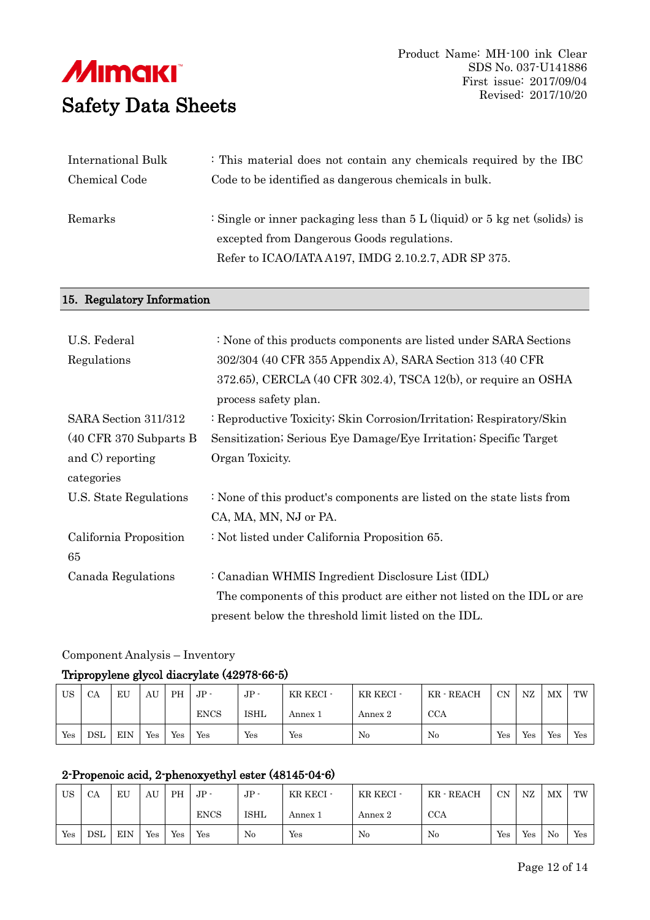| International Bulk Chemical Code | : This material does not contain any chemicals required by the IBC Code to be identified as dangerous chemicals in bulk. |
|---|---|
| Remarks | : Single or inner packaging less than 5 L (liquid) or 5 kg net (solids) is excepted from Dangerous Goods regulations. Refer to ICAO/IATA A197, IMDG 2.10.2.7, ADR SP 375. |

## 15. Regulatory Information

| U.S. Federal Regulations | : None of this products components are listed under SARA Sections 302/304 (40 CFR 355 Appendix A), SARA Section 313 (40 CFR 372.65), CERCLA (40 CFR 302.4), TSCA 12(b), or require an OSHA process safety plan. |
|---|---|
| SARA Section 311/312 (40 CFR 370 Subparts B and C) reporting categories | : Reproductive Toxicity; Skin Corrosion/Irritation; Respiratory/Skin Sensitization; Serious Eye Damage/Eye Irritation; Specific Target Organ Toxicity. |
| U.S. State Regulations | : None of this product's components are listed on the state lists from CA, MA, MN, NJ or PA. |
| California Proposition 65 | : Not listed under California Proposition 65. |
| Canada Regulations | : Canadian WHMIS Ingredient Disclosure List (IDL) The components of this product are either not listed on the IDL or are present below the threshold limit listed on the IDL. |

Component Analysis – Inventory

**Tripropylene glycol diacrylate (42978-66-5)**

| US | CA | EU | AU | PH | JP - ENCS | JP - ISHL | KR KECI - Annex 1 | KR KECI - Annex 2 | KR - REACH CCA | CN | NZ | MX | TW |
|---|---|---|---|---|---|---|---|---|---|---|---|---|---|
| Yes | DSL | EIN | Yes | Yes | Yes | Yes | Yes | No | No | Yes | Yes | Yes | Yes |

**2-Propenoic acid, 2-phenoxyethyl ester (48145-04-6)**

| US | CA | EU | AU | PH | JP - ENCS | JP - ISHL | KR KECI - Annex 1 | KR KECI - Annex 2 | KR - REACH CCA | CN | NZ | MX | TW |
|---|---|---|---|---|---|---|---|---|---|---|---|---|---|
| Yes | DSL | EIN | Yes | Yes | Yes | No | Yes | No | No | Yes | Yes | No | Yes |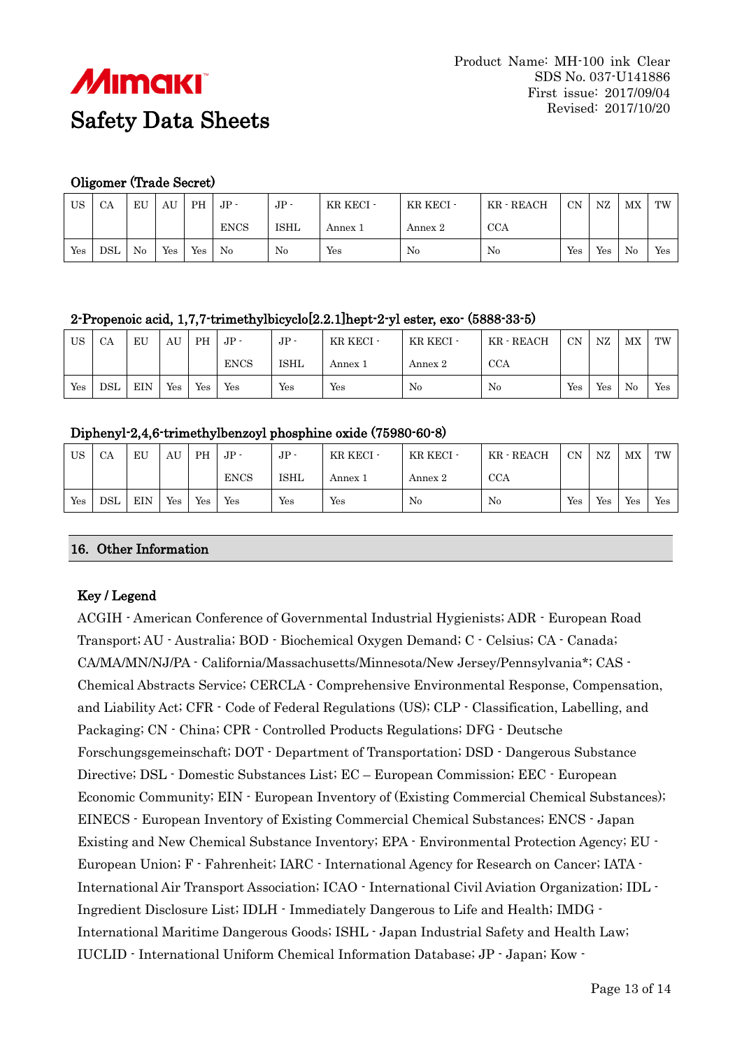### Oligomer (Trade Secret)

| US | CA | EU | AU | PH | JP - ENCS | JP - ISHL | KR KECI - Annex 1 | KR KECI - Annex 2 | KR - REACH CCA | CN | NZ | MX | TW |
|---|---|---|---|---|---|---|---|---|---|---|---|---|---|
| Yes | DSL | No | Yes | Yes | No | No | Yes | No | No | Yes | Yes | No | Yes |

### 2-Propenoic acid, 1,7,7-trimethylbicyclo[2.2.1]hept-2-yl ester, exo- (5888-33-5)

| US | CA | EU | AU | PH | JP - ENCS | JP - ISHL | KR KECI - Annex 1 | KR KECI - Annex 2 | KR - REACH CCA | CN | NZ | MX | TW |
|---|---|---|---|---|---|---|---|---|---|---|---|---|---|
| Yes | DSL | EIN | Yes | Yes | Yes | Yes | Yes | No | No | Yes | Yes | No | Yes |

### Diphenyl-2,4,6-trimethylbenzoyl phosphine oxide (75980-60-8)

| US | CA | EU | AU | PH | JP - ENCS | JP - ISHL | KR KECI - Annex 1 | KR KECI - Annex 2 | KR - REACH CCA | CN | NZ | MX | TW |
|---|---|---|---|---|---|---|---|---|---|---|---|---|---|
| Yes | DSL | EIN | Yes | Yes | Yes | Yes | Yes | No | No | Yes | Yes | Yes | Yes |

## 16. Other Information

### Key / Legend

ACGIH - American Conference of Governmental Industrial Hygienists; ADR - European Road Transport; AU - Australia; BOD - Biochemical Oxygen Demand; C - Celsius; CA - Canada; CA/MA/MN/NJ/PA - California/Massachusetts/Minnesota/New Jersey/Pennsylvania*; CAS - Chemical Abstracts Service; CERCLA - Comprehensive Environmental Response, Compensation, and Liability Act; CFR - Code of Federal Regulations (US); CLP - Classification, Labelling, and Packaging; CN - China; CPR - Controlled Products Regulations; DFG - Deutsche Forschungsgemeinschaft; DOT - Department of Transportation; DSD - Dangerous Substance Directive; DSL - Domestic Substances List; EC – European Commission; EEC - European Economic Community; EIN - European Inventory of (Existing Commercial Chemical Substances); EINECS - European Inventory of Existing Commercial Chemical Substances; ENCS - Japan Existing and New Chemical Substance Inventory; EPA - Environmental Protection Agency; EU - European Union; F - Fahrenheit; IARC - International Agency for Research on Cancer; IATA - International Air Transport Association; ICAO - International Civil Aviation Organization; IDL - Ingredient Disclosure List; IDLH - Immediately Dangerous to Life and Health; IMDG - International Maritime Dangerous Goods; ISHL - Japan Industrial Safety and Health Law; IUCLID - International Uniform Chemical Information Database; JP - Japan; Kow -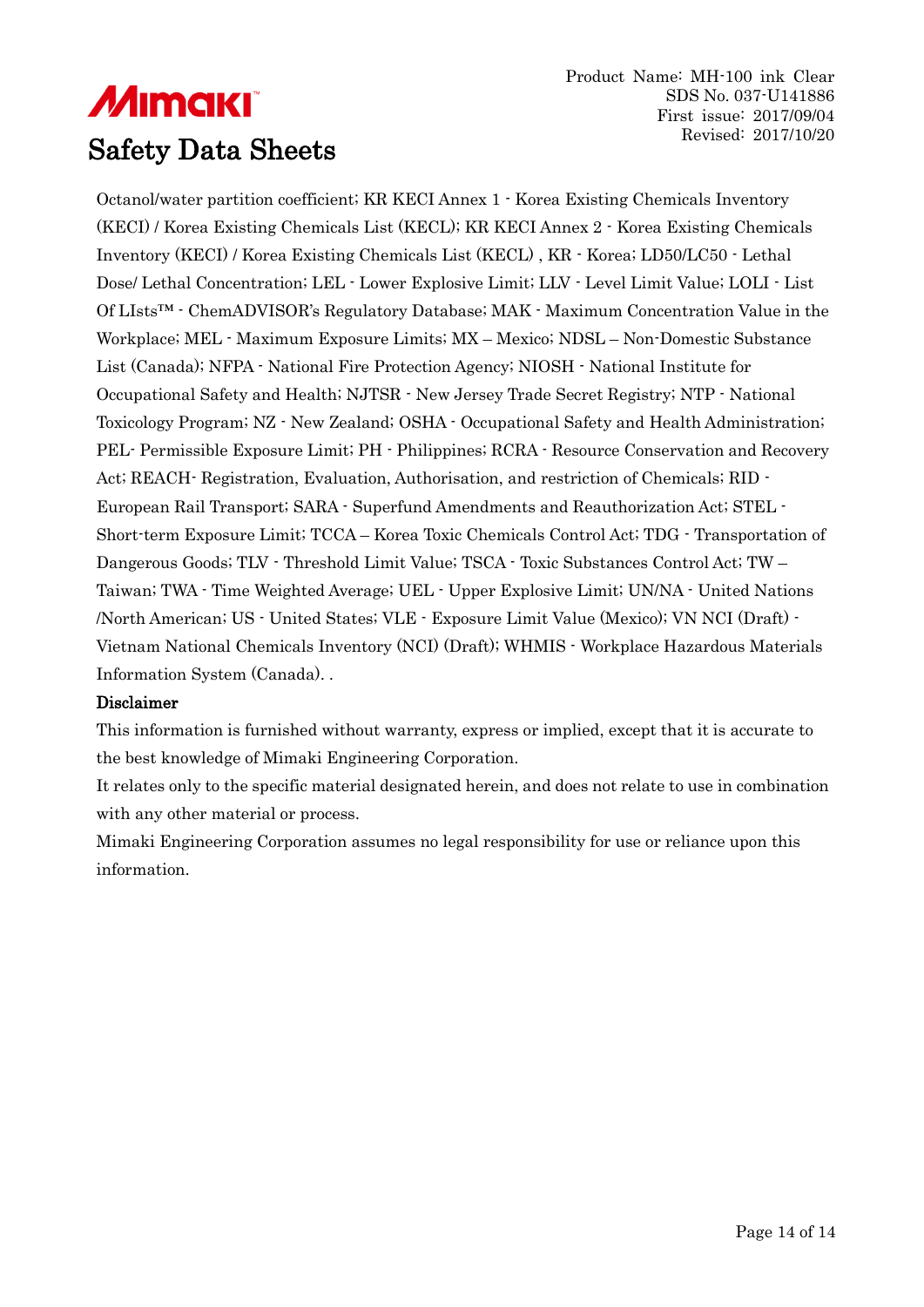Octanol/water partition coefficient; KR KECI Annex 1 - Korea Existing Chemicals Inventory (KECI) / Korea Existing Chemicals List (KECL); KR KECI Annex 2 - Korea Existing Chemicals Inventory (KECI) / Korea Existing Chemicals List (KECL) , KR - Korea; LD50/LC50 - Lethal Dose/ Lethal Concentration; LEL - Lower Explosive Limit; LLV - Level Limit Value; LOLI - List Of LIsts™ - ChemADVISOR's Regulatory Database; MAK - Maximum Concentration Value in the Workplace; MEL - Maximum Exposure Limits; MX – Mexico; NDSL – Non-Domestic Substance List (Canada); NFPA - National Fire Protection Agency; NIOSH - National Institute for Occupational Safety and Health; NJTSR - New Jersey Trade Secret Registry; NTP - National Toxicology Program; NZ - New Zealand; OSHA - Occupational Safety and Health Administration; PEL- Permissible Exposure Limit; PH - Philippines; RCRA - Resource Conservation and Recovery Act; REACH- Registration, Evaluation, Authorisation, and restriction of Chemicals; RID - European Rail Transport; SARA - Superfund Amendments and Reauthorization Act; STEL - Short-term Exposure Limit; TCCA – Korea Toxic Chemicals Control Act; TDG - Transportation of Dangerous Goods; TLV - Threshold Limit Value; TSCA - Toxic Substances Control Act; TW – Taiwan; TWA - Time Weighted Average; UEL - Upper Explosive Limit; UN/NA - United Nations /North American; US - United States; VLE - Exposure Limit Value (Mexico); VN NCI (Draft) - Vietnam National Chemicals Inventory (NCI) (Draft); WHMIS - Workplace Hazardous Materials Information System (Canada). .

**Disclaimer**

This information is furnished without warranty, express or implied, except that it is accurate to the best knowledge of Mimaki Engineering Corporation.

It relates only to the specific material designated herein, and does not relate to use in combination with any other material or process.

Mimaki Engineering Corporation assumes no legal responsibility for use or reliance upon this information.